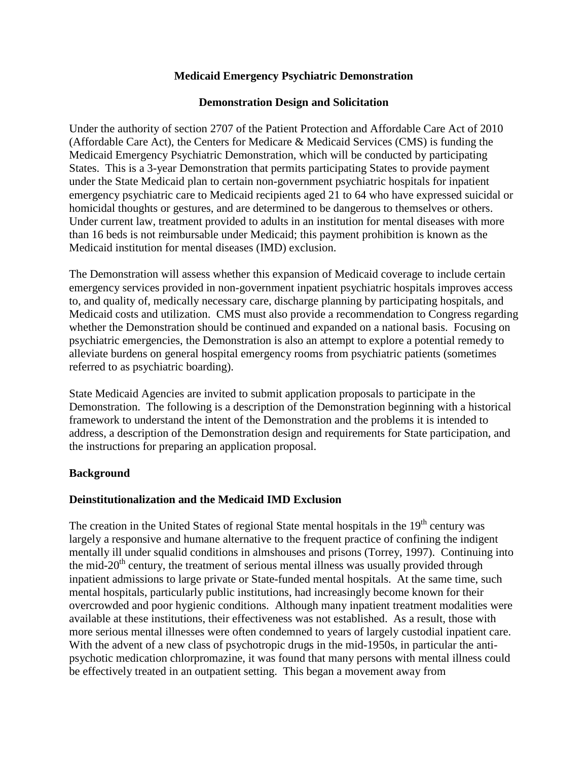# Medicaid Emergency Psychiatric Demonstration

## Demonstration Design and Solicitation

Under the authority of section 2707 of the Patient Protection and Affordable Care Act of 2010 (Affordable Care Act), the Centers for Medicare & Medicaid Services (CMS) is funding the Medicaid Emergency Psychiatric Demonstration, which will be conducted by participating States. This is a 3-year Demonstration that permits participating States to provide payment under the State Medicaid plan to certain non-government psychiatric hospitals for inpatient emergency psychiatric care to Medicaid recipients aged 21 to 64 who have expressed suicidal or homicidal thoughts or gestures, and are determined to be dangerous to themselves or others. Under current law, treatment provided to adults in an institution for mental diseases with more than 16 beds is not reimbursable under Medicaid; this payment prohibition is known as the Medicaid institution for mental diseases (IMD) exclusion.

The Demonstration will assess whether this expansion of Medicaid coverage to include certain emergency services provided in non-government inpatient psychiatric hospitals improves access to, and quality of, medically necessary care, discharge planning by participating hospitals, and Medicaid costs and utilization. CMS must also provide a recommendation to Congress regarding whether the Demonstration should be continued and expanded on a national basis. Focusing on psychiatric emergencies, the Demonstration is also an attempt to explore a potential remedy to alleviate burdens on general hospital emergency rooms from psychiatric patients (sometimes referred to as psychiatric boarding).

State Medicaid Agencies are invited to submit application proposals to participate in the Demonstration. The following is a description of the Demonstration beginning with a historical framework to understand the intent of the Demonstration and the problems it is intended to address, a description of the Demonstration design and requirements for State participation, and the instructions for preparing an application proposal.

## Background

### Deinstitutionalization and the Medicaid IMD Exclusion

The creation in the United States of regional State mental hospitals in the 19th century was largely a responsive and humane alternative to the frequent practice of confining the indigent mentally ill under squalid conditions in almshouses and prisons (Torrey, 1997). Continuing into the mid-20th century, the treatment of serious mental illness was usually provided through inpatient admissions to large private or State-funded mental hospitals. At the same time, such mental hospitals, particularly public institutions, had increasingly become known for their overcrowded and poor hygienic conditions. Although many inpatient treatment modalities were available at these institutions, their effectiveness was not established. As a result, those with more serious mental illnesses were often condemned to years of largely custodial inpatient care. With the advent of a new class of psychotropic drugs in the mid-1950s, in particular the anti-psychotic medication chlorpromazine, it was found that many persons with mental illness could be effectively treated in an outpatient setting. This began a movement away from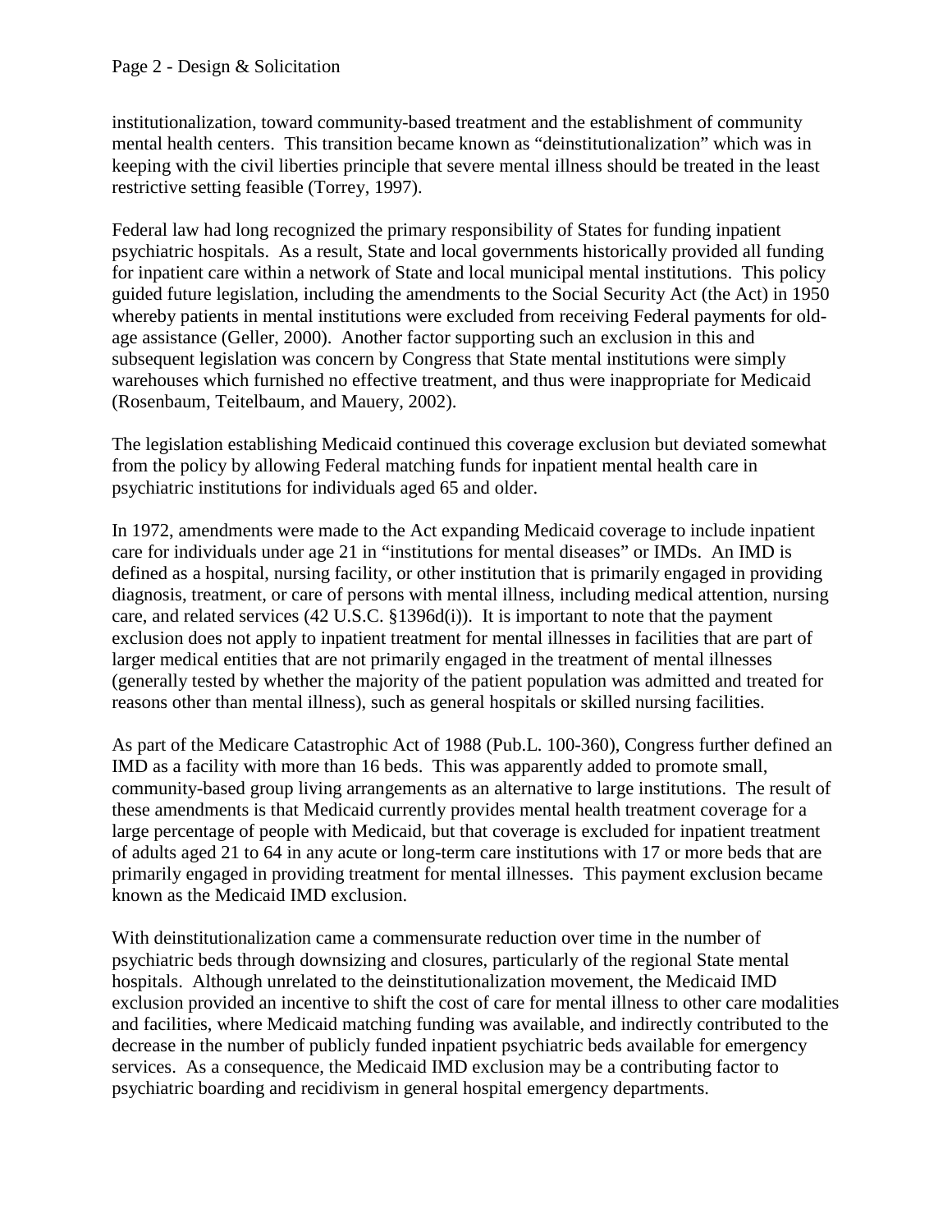institutionalization, toward community-based treatment and the establishment of community mental health centers. This transition became known as "deinstitutionalization" which was in keeping with the civil liberties principle that severe mental illness should be treated in the least restrictive setting feasible (Torrey, 1997).

Federal law had long recognized the primary responsibility of States for funding inpatient psychiatric hospitals. As a result, State and local governments historically provided all funding for inpatient care within a network of State and local municipal mental institutions. This policy guided future legislation, including the amendments to the Social Security Act (the Act) in 1950 whereby patients in mental institutions were excluded from receiving Federal payments for old-age assistance (Geller, 2000). Another factor supporting such an exclusion in this and subsequent legislation was concern by Congress that State mental institutions were simply warehouses which furnished no effective treatment, and thus were inappropriate for Medicaid (Rosenbaum, Teitelbaum, and Mauery, 2002).

The legislation establishing Medicaid continued this coverage exclusion but deviated somewhat from the policy by allowing Federal matching funds for inpatient mental health care in psychiatric institutions for individuals aged 65 and older.

In 1972, amendments were made to the Act expanding Medicaid coverage to include inpatient care for individuals under age 21 in "institutions for mental diseases" or IMDs. An IMD is defined as a hospital, nursing facility, or other institution that is primarily engaged in providing diagnosis, treatment, or care of persons with mental illness, including medical attention, nursing care, and related services (42 U.S.C. §1396d(i)). It is important to note that the payment exclusion does not apply to inpatient treatment for mental illnesses in facilities that are part of larger medical entities that are not primarily engaged in the treatment of mental illnesses (generally tested by whether the majority of the patient population was admitted and treated for reasons other than mental illness), such as general hospitals or skilled nursing facilities.

As part of the Medicare Catastrophic Act of 1988 (Pub.L. 100-360), Congress further defined an IMD as a facility with more than 16 beds. This was apparently added to promote small, community-based group living arrangements as an alternative to large institutions. The result of these amendments is that Medicaid currently provides mental health treatment coverage for a large percentage of people with Medicaid, but that coverage is excluded for inpatient treatment of adults aged 21 to 64 in any acute or long-term care institutions with 17 or more beds that are primarily engaged in providing treatment for mental illnesses. This payment exclusion became known as the Medicaid IMD exclusion.

With deinstitutionalization came a commensurate reduction over time in the number of psychiatric beds through downsizing and closures, particularly of the regional State mental hospitals. Although unrelated to the deinstitutionalization movement, the Medicaid IMD exclusion provided an incentive to shift the cost of care for mental illness to other care modalities and facilities, where Medicaid matching funding was available, and indirectly contributed to the decrease in the number of publicly funded inpatient psychiatric beds available for emergency services. As a consequence, the Medicaid IMD exclusion may be a contributing factor to psychiatric boarding and recidivism in general hospital emergency departments.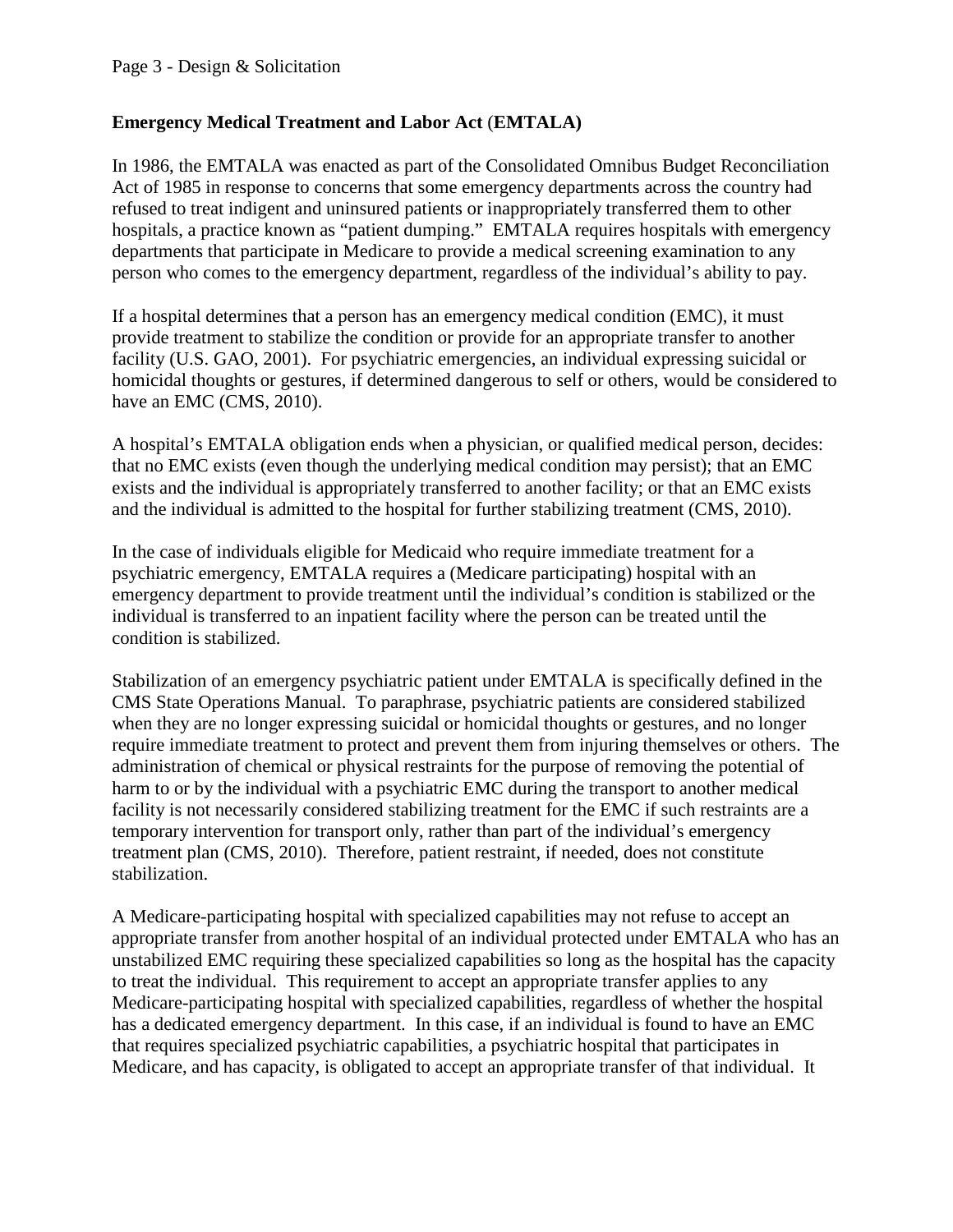## Emergency Medical Treatment and Labor Act (EMTALA)

In 1986, the EMTALA was enacted as part of the Consolidated Omnibus Budget Reconciliation Act of 1985 in response to concerns that some emergency departments across the country had refused to treat indigent and uninsured patients or inappropriately transferred them to other hospitals, a practice known as "patient dumping." EMTALA requires hospitals with emergency departments that participate in Medicare to provide a medical screening examination to any person who comes to the emergency department, regardless of the individual's ability to pay.

If a hospital determines that a person has an emergency medical condition (EMC), it must provide treatment to stabilize the condition or provide for an appropriate transfer to another facility (U.S. GAO, 2001). For psychiatric emergencies, an individual expressing suicidal or homicidal thoughts or gestures, if determined dangerous to self or others, would be considered to have an EMC (CMS, 2010).

A hospital's EMTALA obligation ends when a physician, or qualified medical person, decides: that no EMC exists (even though the underlying medical condition may persist); that an EMC exists and the individual is appropriately transferred to another facility; or that an EMC exists and the individual is admitted to the hospital for further stabilizing treatment (CMS, 2010).

In the case of individuals eligible for Medicaid who require immediate treatment for a psychiatric emergency, EMTALA requires a (Medicare participating) hospital with an emergency department to provide treatment until the individual's condition is stabilized or the individual is transferred to an inpatient facility where the person can be treated until the condition is stabilized.

Stabilization of an emergency psychiatric patient under EMTALA is specifically defined in the CMS State Operations Manual. To paraphrase, psychiatric patients are considered stabilized when they are no longer expressing suicidal or homicidal thoughts or gestures, and no longer require immediate treatment to protect and prevent them from injuring themselves or others. The administration of chemical or physical restraints for the purpose of removing the potential of harm to or by the individual with a psychiatric EMC during the transport to another medical facility is not necessarily considered stabilizing treatment for the EMC if such restraints are a temporary intervention for transport only, rather than part of the individual's emergency treatment plan (CMS, 2010). Therefore, patient restraint, if needed, does not constitute stabilization.

A Medicare-participating hospital with specialized capabilities may not refuse to accept an appropriate transfer from another hospital of an individual protected under EMTALA who has an unstabilized EMC requiring these specialized capabilities so long as the hospital has the capacity to treat the individual. This requirement to accept an appropriate transfer applies to any Medicare-participating hospital with specialized capabilities, regardless of whether the hospital has a dedicated emergency department. In this case, if an individual is found to have an EMC that requires specialized psychiatric capabilities, a psychiatric hospital that participates in Medicare, and has capacity, is obligated to accept an appropriate transfer of that individual. It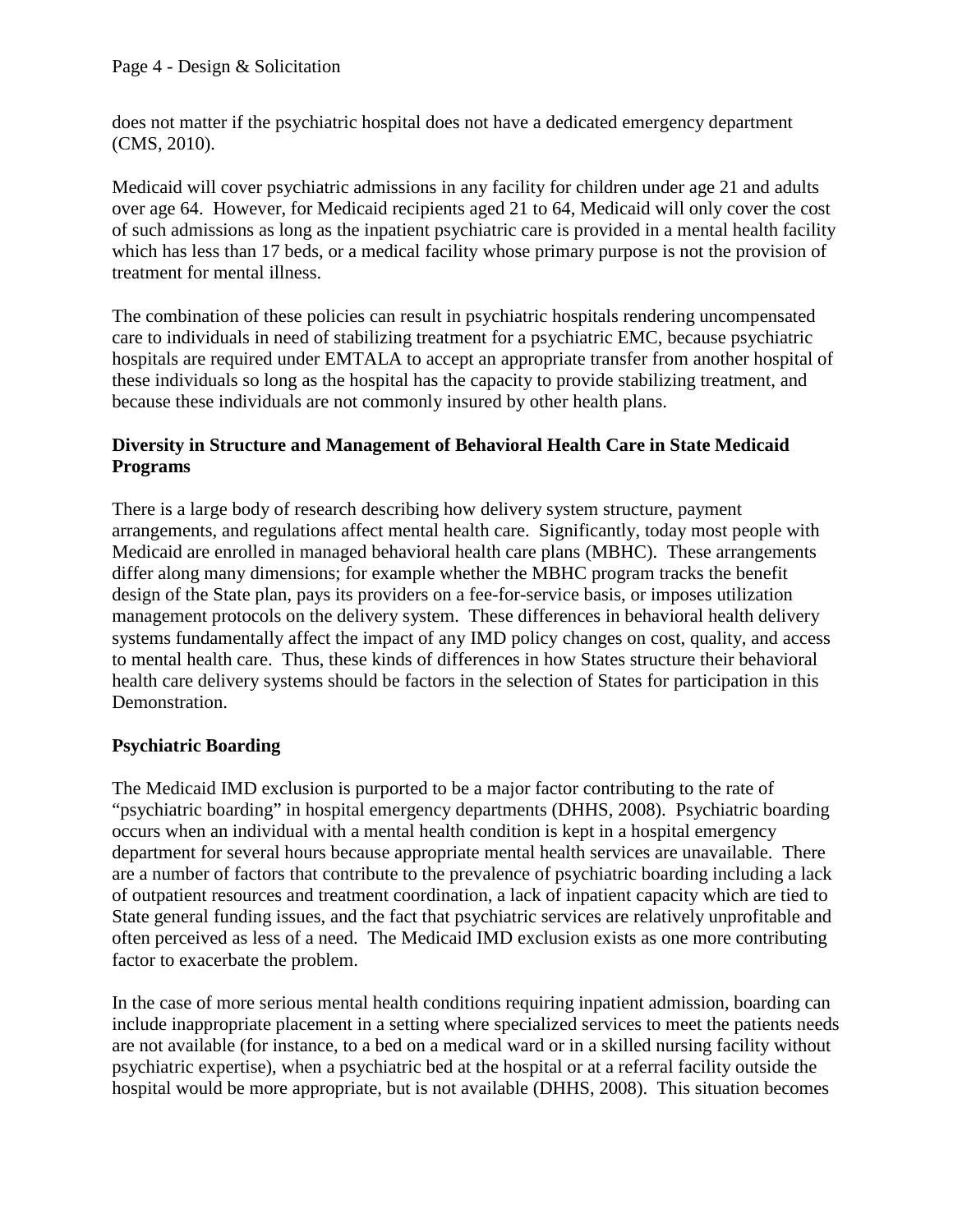does not matter if the psychiatric hospital does not have a dedicated emergency department (CMS, 2010).

Medicaid will cover psychiatric admissions in any facility for children under age 21 and adults over age 64. However, for Medicaid recipients aged 21 to 64, Medicaid will only cover the cost of such admissions as long as the inpatient psychiatric care is provided in a mental health facility which has less than 17 beds, or a medical facility whose primary purpose is not the provision of treatment for mental illness.

The combination of these policies can result in psychiatric hospitals rendering uncompensated care to individuals in need of stabilizing treatment for a psychiatric EMC, because psychiatric hospitals are required under EMTALA to accept an appropriate transfer from another hospital of these individuals so long as the hospital has the capacity to provide stabilizing treatment, and because these individuals are not commonly insured by other health plans.

**Diversity in Structure and Management of Behavioral Health Care in State Medicaid Programs**

There is a large body of research describing how delivery system structure, payment arrangements, and regulations affect mental health care. Significantly, today most people with Medicaid are enrolled in managed behavioral health care plans (MBHC). These arrangements differ along many dimensions; for example whether the MBHC program tracks the benefit design of the State plan, pays its providers on a fee-for-service basis, or imposes utilization management protocols on the delivery system. These differences in behavioral health delivery systems fundamentally affect the impact of any IMD policy changes on cost, quality, and access to mental health care. Thus, these kinds of differences in how States structure their behavioral health care delivery systems should be factors in the selection of States for participation in this Demonstration.

**Psychiatric Boarding**

The Medicaid IMD exclusion is purported to be a major factor contributing to the rate of "psychiatric boarding" in hospital emergency departments (DHHS, 2008). Psychiatric boarding occurs when an individual with a mental health condition is kept in a hospital emergency department for several hours because appropriate mental health services are unavailable. There are a number of factors that contribute to the prevalence of psychiatric boarding including a lack of outpatient resources and treatment coordination, a lack of inpatient capacity which are tied to State general funding issues, and the fact that psychiatric services are relatively unprofitable and often perceived as less of a need. The Medicaid IMD exclusion exists as one more contributing factor to exacerbate the problem.

In the case of more serious mental health conditions requiring inpatient admission, boarding can include inappropriate placement in a setting where specialized services to meet the patients needs are not available (for instance, to a bed on a medical ward or in a skilled nursing facility without psychiatric expertise), when a psychiatric bed at the hospital or at a referral facility outside the hospital would be more appropriate, but is not available (DHHS, 2008). This situation becomes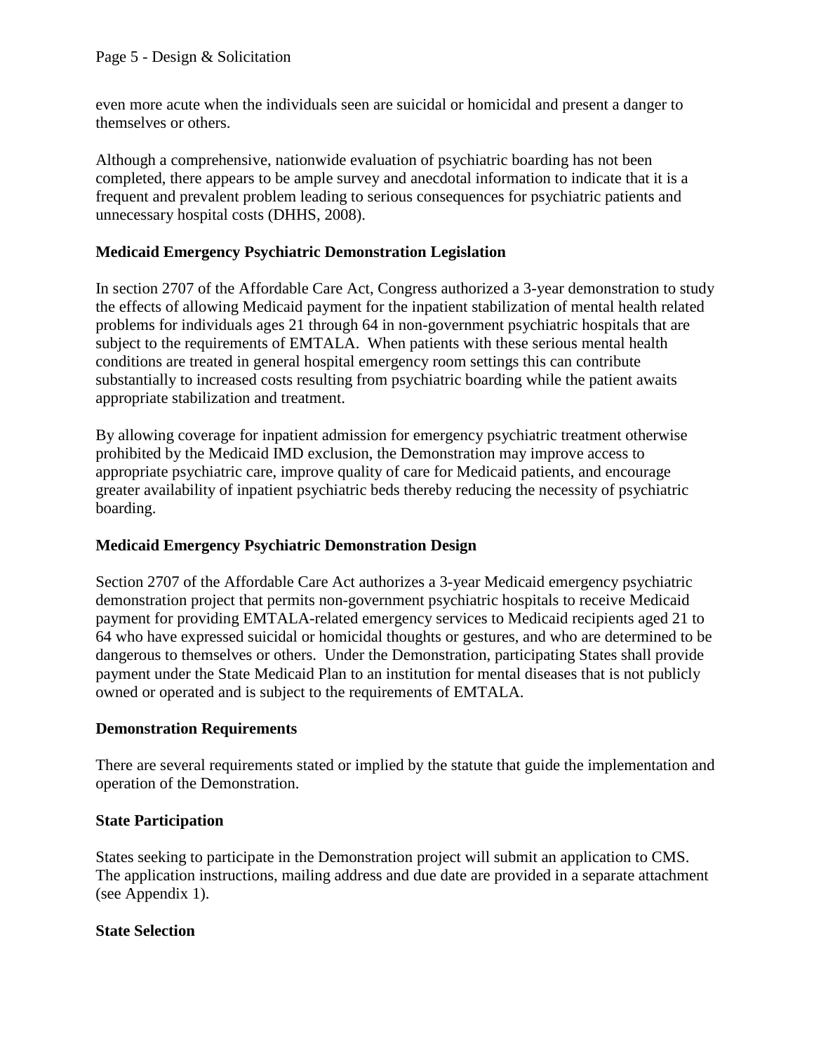even more acute when the individuals seen are suicidal or homicidal and present a danger to themselves or others.

Although a comprehensive, nationwide evaluation of psychiatric boarding has not been completed, there appears to be ample survey and anecdotal information to indicate that it is a frequent and prevalent problem leading to serious consequences for psychiatric patients and unnecessary hospital costs (DHHS, 2008).

**Medicaid Emergency Psychiatric Demonstration Legislation**

In section 2707 of the Affordable Care Act, Congress authorized a 3-year demonstration to study the effects of allowing Medicaid payment for the inpatient stabilization of mental health related problems for individuals ages 21 through 64 in non-government psychiatric hospitals that are subject to the requirements of EMTALA. When patients with these serious mental health conditions are treated in general hospital emergency room settings this can contribute substantially to increased costs resulting from psychiatric boarding while the patient awaits appropriate stabilization and treatment.

By allowing coverage for inpatient admission for emergency psychiatric treatment otherwise prohibited by the Medicaid IMD exclusion, the Demonstration may improve access to appropriate psychiatric care, improve quality of care for Medicaid patients, and encourage greater availability of inpatient psychiatric beds thereby reducing the necessity of psychiatric boarding.

**Medicaid Emergency Psychiatric Demonstration Design**

Section 2707 of the Affordable Care Act authorizes a 3-year Medicaid emergency psychiatric demonstration project that permits non-government psychiatric hospitals to receive Medicaid payment for providing EMTALA-related emergency services to Medicaid recipients aged 21 to 64 who have expressed suicidal or homicidal thoughts or gestures, and who are determined to be dangerous to themselves or others. Under the Demonstration, participating States shall provide payment under the State Medicaid Plan to an institution for mental diseases that is not publicly owned or operated and is subject to the requirements of EMTALA.

**Demonstration Requirements**

There are several requirements stated or implied by the statute that guide the implementation and operation of the Demonstration.

**State Participation**

States seeking to participate in the Demonstration project will submit an application to CMS. The application instructions, mailing address and due date are provided in a separate attachment (see Appendix 1).

**State Selection**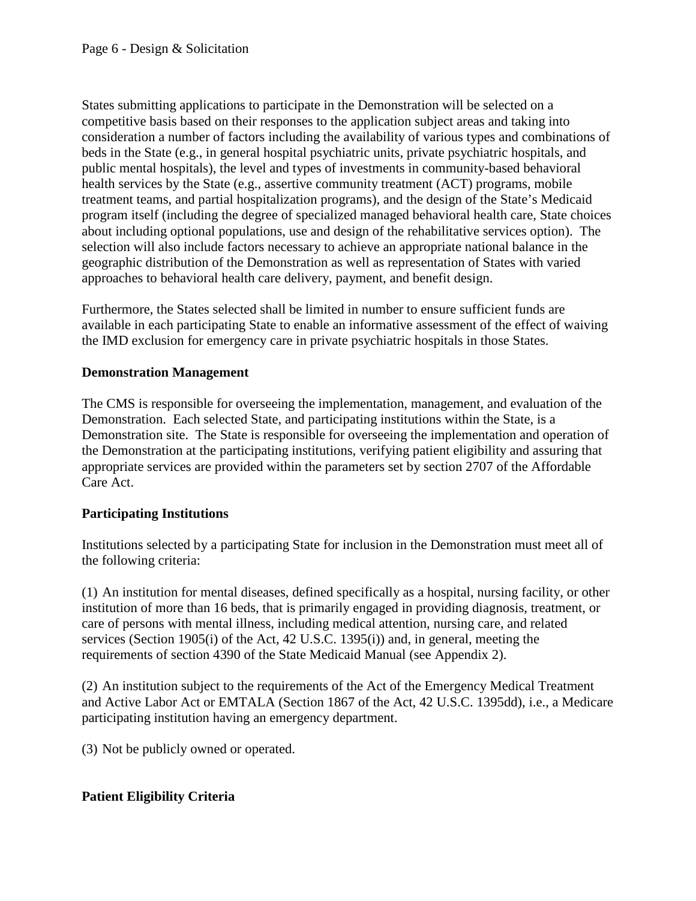States submitting applications to participate in the Demonstration will be selected on a competitive basis based on their responses to the application subject areas and taking into consideration a number of factors including the availability of various types and combinations of beds in the State (e.g., in general hospital psychiatric units, private psychiatric hospitals, and public mental hospitals), the level and types of investments in community-based behavioral health services by the State (e.g., assertive community treatment (ACT) programs, mobile treatment teams, and partial hospitalization programs), and the design of the State's Medicaid program itself (including the degree of specialized managed behavioral health care, State choices about including optional populations, use and design of the rehabilitative services option). The selection will also include factors necessary to achieve an appropriate national balance in the geographic distribution of the Demonstration as well as representation of States with varied approaches to behavioral health care delivery, payment, and benefit design.

Furthermore, the States selected shall be limited in number to ensure sufficient funds are available in each participating State to enable an informative assessment of the effect of waiving the IMD exclusion for emergency care in private psychiatric hospitals in those States.

**Demonstration Management**

The CMS is responsible for overseeing the implementation, management, and evaluation of the Demonstration. Each selected State, and participating institutions within the State, is a Demonstration site. The State is responsible for overseeing the implementation and operation of the Demonstration at the participating institutions, verifying patient eligibility and assuring that appropriate services are provided within the parameters set by section 2707 of the Affordable Care Act.

**Participating Institutions**

Institutions selected by a participating State for inclusion in the Demonstration must meet all of the following criteria:

(1) An institution for mental diseases, defined specifically as a hospital, nursing facility, or other institution of more than 16 beds, that is primarily engaged in providing diagnosis, treatment, or care of persons with mental illness, including medical attention, nursing care, and related services (Section 1905(i) of the Act, 42 U.S.C. 1395(i)) and, in general, meeting the requirements of section 4390 of the State Medicaid Manual (see Appendix 2).

(2) An institution subject to the requirements of the Act of the Emergency Medical Treatment and Active Labor Act or EMTALA (Section 1867 of the Act, 42 U.S.C. 1395dd), i.e., a Medicare participating institution having an emergency department.

(3) Not be publicly owned or operated.

**Patient Eligibility Criteria**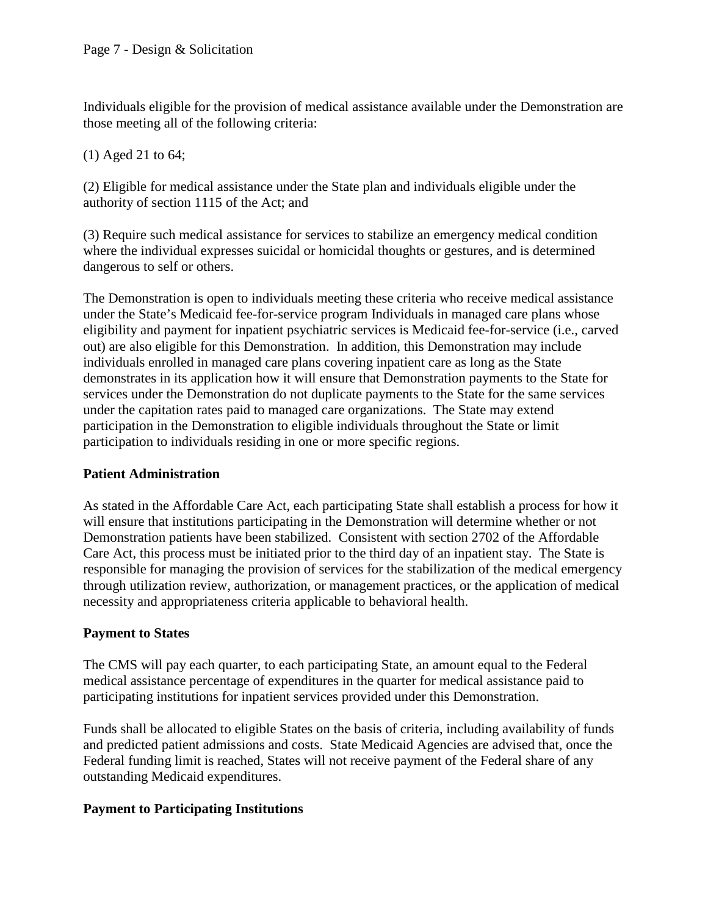Individuals eligible for the provision of medical assistance available under the Demonstration are those meeting all of the following criteria:

(1) Aged 21 to 64;

(2) Eligible for medical assistance under the State plan and individuals eligible under the authority of section 1115 of the Act; and

(3) Require such medical assistance for services to stabilize an emergency medical condition where the individual expresses suicidal or homicidal thoughts or gestures, and is determined dangerous to self or others.

The Demonstration is open to individuals meeting these criteria who receive medical assistance under the State's Medicaid fee-for-service program Individuals in managed care plans whose eligibility and payment for inpatient psychiatric services is Medicaid fee-for-service (i.e., carved out) are also eligible for this Demonstration. In addition, this Demonstration may include individuals enrolled in managed care plans covering inpatient care as long as the State demonstrates in its application how it will ensure that Demonstration payments to the State for services under the Demonstration do not duplicate payments to the State for the same services under the capitation rates paid to managed care organizations. The State may extend participation in the Demonstration to eligible individuals throughout the State or limit participation to individuals residing in one or more specific regions.

**Patient Administration**

As stated in the Affordable Care Act, each participating State shall establish a process for how it will ensure that institutions participating in the Demonstration will determine whether or not Demonstration patients have been stabilized. Consistent with section 2702 of the Affordable Care Act, this process must be initiated prior to the third day of an inpatient stay. The State is responsible for managing the provision of services for the stabilization of the medical emergency through utilization review, authorization, or management practices, or the application of medical necessity and appropriateness criteria applicable to behavioral health.

**Payment to States**

The CMS will pay each quarter, to each participating State, an amount equal to the Federal medical assistance percentage of expenditures in the quarter for medical assistance paid to participating institutions for inpatient services provided under this Demonstration.

Funds shall be allocated to eligible States on the basis of criteria, including availability of funds and predicted patient admissions and costs. State Medicaid Agencies are advised that, once the Federal funding limit is reached, States will not receive payment of the Federal share of any outstanding Medicaid expenditures.

**Payment to Participating Institutions**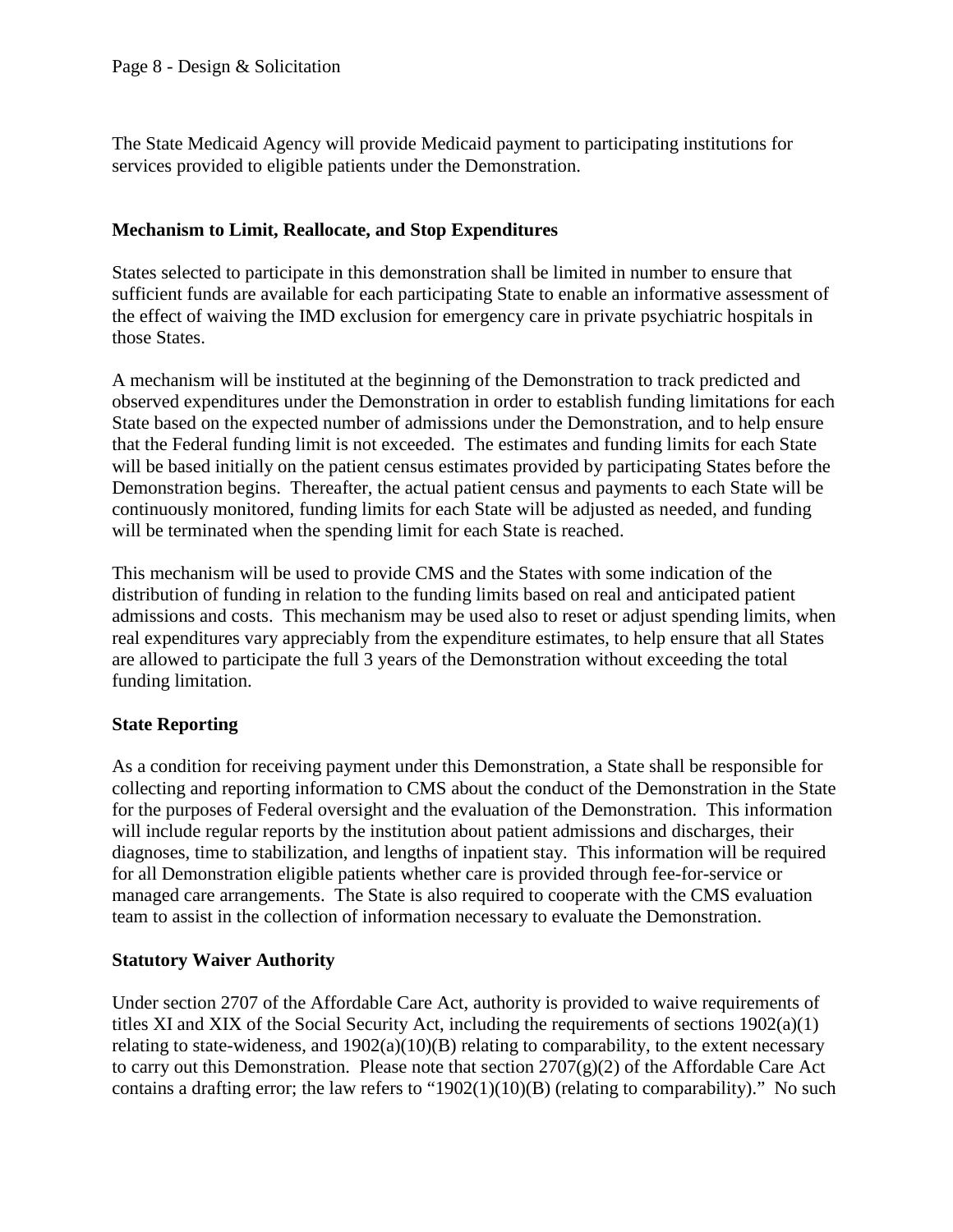The State Medicaid Agency will provide Medicaid payment to participating institutions for services provided to eligible patients under the Demonstration.

**Mechanism to Limit, Reallocate, and Stop Expenditures**

States selected to participate in this demonstration shall be limited in number to ensure that sufficient funds are available for each participating State to enable an informative assessment of the effect of waiving the IMD exclusion for emergency care in private psychiatric hospitals in those States.

A mechanism will be instituted at the beginning of the Demonstration to track predicted and observed expenditures under the Demonstration in order to establish funding limitations for each State based on the expected number of admissions under the Demonstration, and to help ensure that the Federal funding limit is not exceeded. The estimates and funding limits for each State will be based initially on the patient census estimates provided by participating States before the Demonstration begins. Thereafter, the actual patient census and payments to each State will be continuously monitored, funding limits for each State will be adjusted as needed, and funding will be terminated when the spending limit for each State is reached.

This mechanism will be used to provide CMS and the States with some indication of the distribution of funding in relation to the funding limits based on real and anticipated patient admissions and costs. This mechanism may be used also to reset or adjust spending limits, when real expenditures vary appreciably from the expenditure estimates, to help ensure that all States are allowed to participate the full 3 years of the Demonstration without exceeding the total funding limitation.

**State Reporting**

As a condition for receiving payment under this Demonstration, a State shall be responsible for collecting and reporting information to CMS about the conduct of the Demonstration in the State for the purposes of Federal oversight and the evaluation of the Demonstration. This information will include regular reports by the institution about patient admissions and discharges, their diagnoses, time to stabilization, and lengths of inpatient stay. This information will be required for all Demonstration eligible patients whether care is provided through fee-for-service or managed care arrangements. The State is also required to cooperate with the CMS evaluation team to assist in the collection of information necessary to evaluate the Demonstration.

**Statutory Waiver Authority**

Under section 2707 of the Affordable Care Act, authority is provided to waive requirements of titles XI and XIX of the Social Security Act, including the requirements of sections 1902(a)(1) relating to state-wideness, and 1902(a)(10)(B) relating to comparability, to the extent necessary to carry out this Demonstration. Please note that section 2707(g)(2) of the Affordable Care Act contains a drafting error; the law refers to "1902(1)(10)(B) (relating to comparability)." No such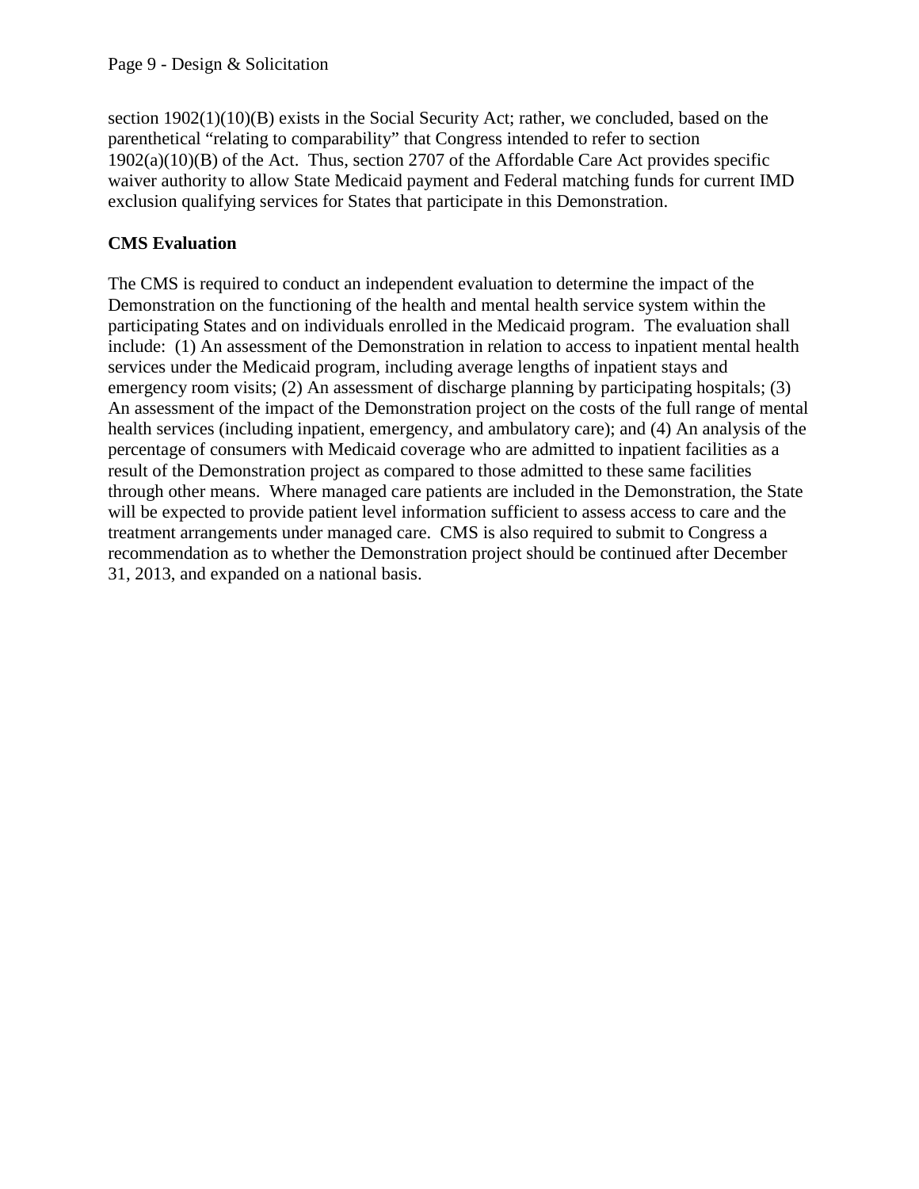section 1902(1)(10)(B) exists in the Social Security Act; rather, we concluded, based on the parenthetical "relating to comparability" that Congress intended to refer to section 1902(a)(10)(B) of the Act. Thus, section 2707 of the Affordable Care Act provides specific waiver authority to allow State Medicaid payment and Federal matching funds for current IMD exclusion qualifying services for States that participate in this Demonstration.

**CMS Evaluation**

The CMS is required to conduct an independent evaluation to determine the impact of the Demonstration on the functioning of the health and mental health service system within the participating States and on individuals enrolled in the Medicaid program. The evaluation shall include: (1) An assessment of the Demonstration in relation to access to inpatient mental health services under the Medicaid program, including average lengths of inpatient stays and emergency room visits; (2) An assessment of discharge planning by participating hospitals; (3) An assessment of the impact of the Demonstration project on the costs of the full range of mental health services (including inpatient, emergency, and ambulatory care); and (4) An analysis of the percentage of consumers with Medicaid coverage who are admitted to inpatient facilities as a result of the Demonstration project as compared to those admitted to these same facilities through other means. Where managed care patients are included in the Demonstration, the State will be expected to provide patient level information sufficient to assess access to care and the treatment arrangements under managed care. CMS is also required to submit to Congress a recommendation as to whether the Demonstration project should be continued after December 31, 2013, and expanded on a national basis.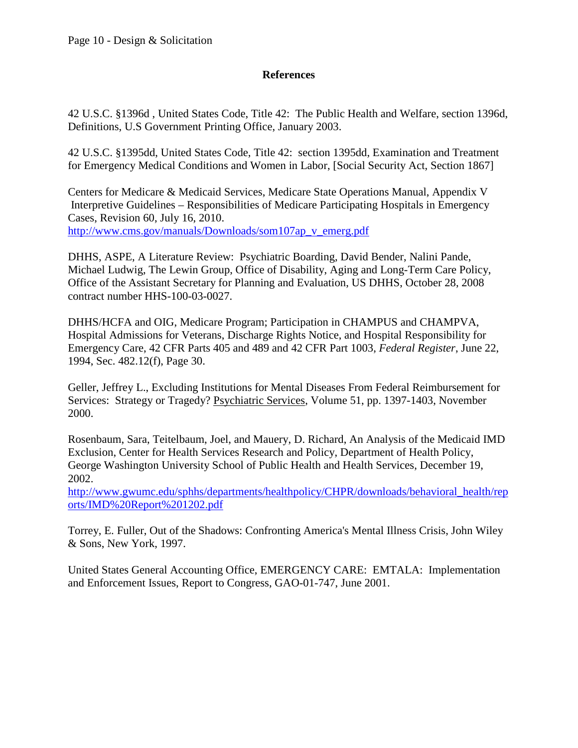## References

42 U.S.C. §1396d , United States Code, Title 42: The Public Health and Welfare, section 1396d, Definitions, U.S Government Printing Office, January 2003.

42 U.S.C. §1395dd, United States Code, Title 42: section 1395dd, Examination and Treatment for Emergency Medical Conditions and Women in Labor, [Social Security Act, Section 1867]

Centers for Medicare & Medicaid Services, Medicare State Operations Manual, Appendix V Interpretive Guidelines – Responsibilities of Medicare Participating Hospitals in Emergency Cases, Revision 60, July 16, 2010.
http://www.cms.gov/manuals/Downloads/som107ap_v_emerg.pdf

DHHS, ASPE, A Literature Review: Psychiatric Boarding, David Bender, Nalini Pande, Michael Ludwig, The Lewin Group, Office of Disability, Aging and Long-Term Care Policy, Office of the Assistant Secretary for Planning and Evaluation, US DHHS, October 28, 2008 contract number HHS-100-03-0027.

DHHS/HCFA and OIG, Medicare Program; Participation in CHAMPUS and CHAMPVA, Hospital Admissions for Veterans, Discharge Rights Notice, and Hospital Responsibility for Emergency Care, 42 CFR Parts 405 and 489 and 42 CFR Part 1003, *Federal Register*, June 22, 1994, Sec. 482.12(f), Page 30.

Geller, Jeffrey L., Excluding Institutions for Mental Diseases From Federal Reimbursement for Services: Strategy or Tragedy? Psychiatric Services, Volume 51, pp. 1397-1403, November 2000.

Rosenbaum, Sara, Teitelbaum, Joel, and Mauery, D. Richard, An Analysis of the Medicaid IMD Exclusion, Center for Health Services Research and Policy, Department of Health Policy, George Washington University School of Public Health and Health Services, December 19, 2002.
http://www.gwumc.edu/sphhs/departments/healthpolicy/CHPR/downloads/behavioral_health/reports/IMD%20Report%201202.pdf

Torrey, E. Fuller, Out of the Shadows: Confronting America's Mental Illness Crisis, John Wiley & Sons, New York, 1997.

United States General Accounting Office, EMERGENCY CARE: EMTALA: Implementation and Enforcement Issues, Report to Congress, GAO-01-747, June 2001.